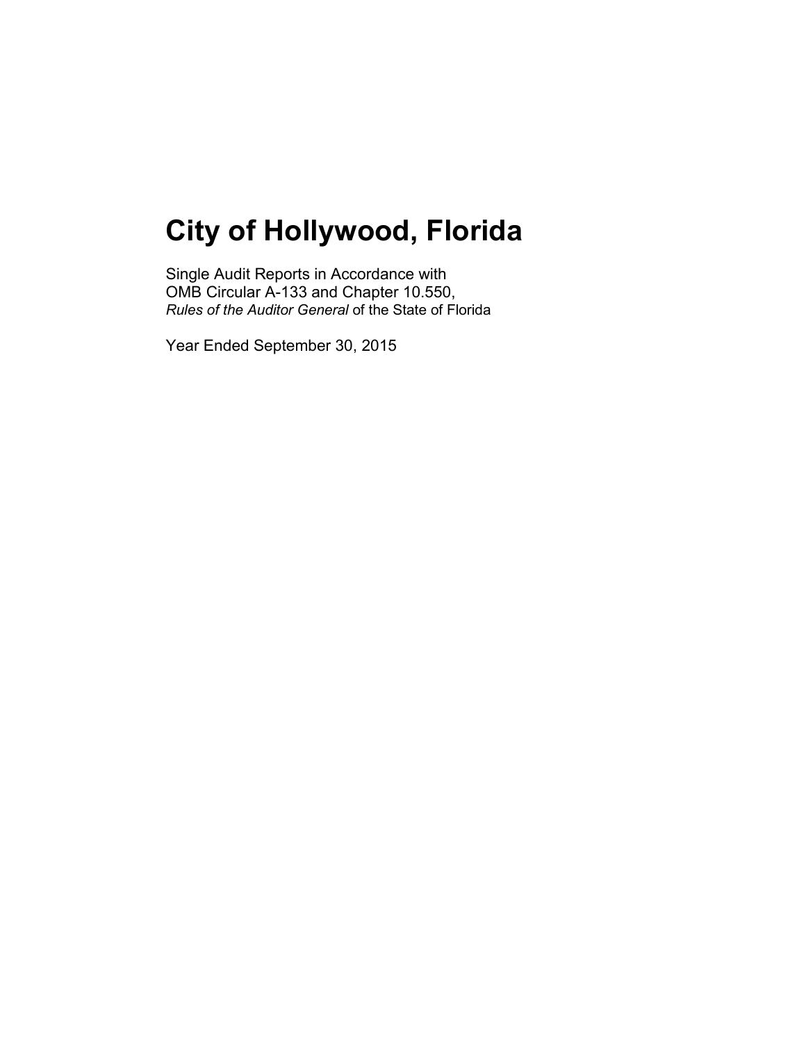# City of Hollywood, Florida

Single Audit Reports in Accordance with
OMB Circular A-133 and Chapter 10.550,
*Rules of the Auditor General* of the State of Florida

Year Ended September 30, 2015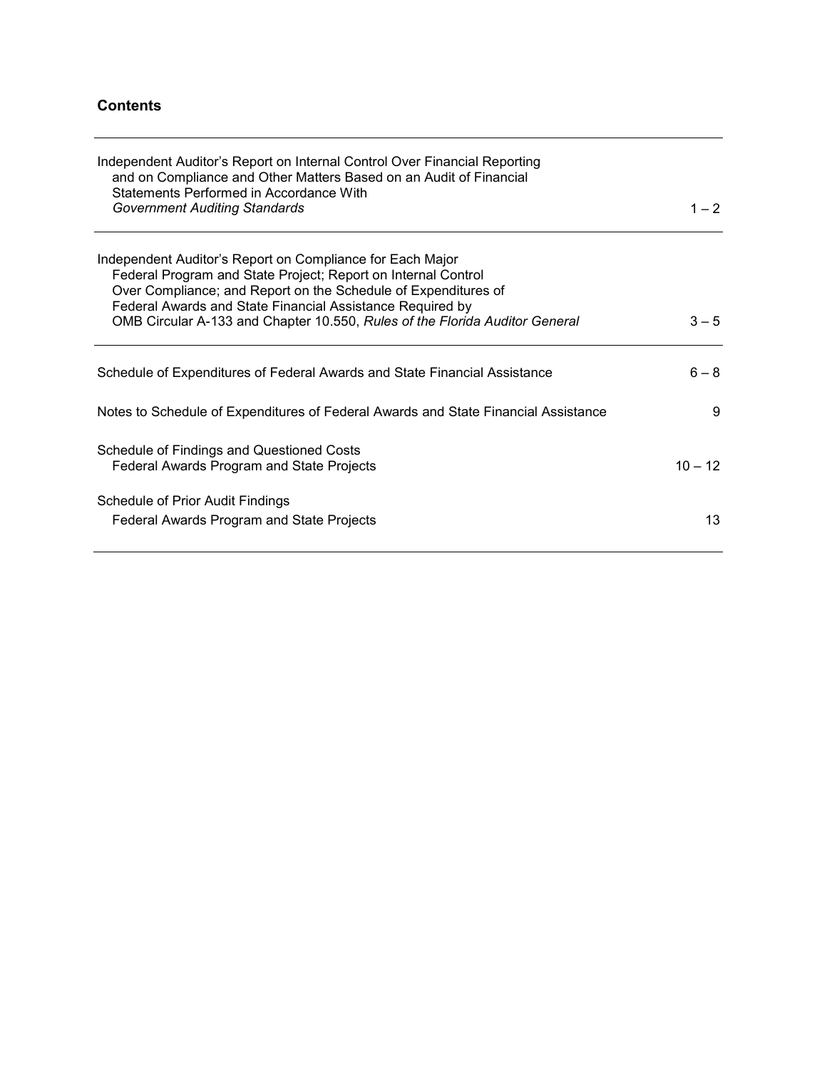## Contents

| | |
|---|---|
| Independent Auditor's Report on Internal Control Over Financial Reporting and on Compliance and Other Matters Based on an Audit of Financial Statements Performed in Accordance With *Government Auditing Standards* | 1 – 2 |
| Independent Auditor's Report on Compliance for Each Major Federal Program and State Project; Report on Internal Control Over Compliance; and Report on the Schedule of Expenditures of Federal Awards and State Financial Assistance Required by OMB Circular A-133 and Chapter 10.550, *Rules of the Florida Auditor General* | 3 – 5 |
| Schedule of Expenditures of Federal Awards and State Financial Assistance | 6 – 8 |
| Notes to Schedule of Expenditures of Federal Awards and State Financial Assistance | 9 |
| Schedule of Findings and Questioned Costs Federal Awards Program and State Projects | 10 – 12 |
| Schedule of Prior Audit Findings Federal Awards Program and State Projects | 13 |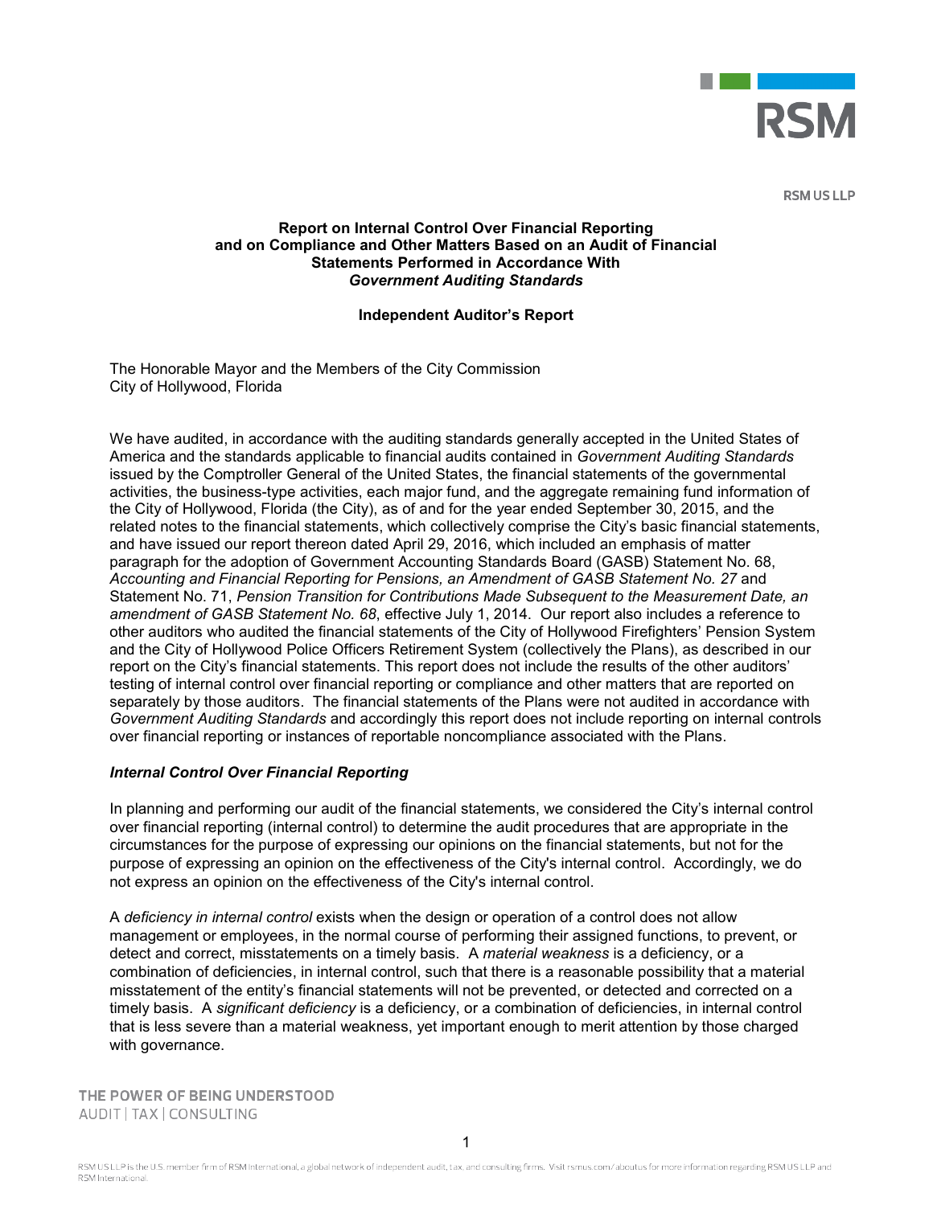RSM US LLP

**Report on Internal Control Over Financial Reporting and on Compliance and Other Matters Based on an Audit of Financial Statements Performed in Accordance With *Government Auditing Standards***

**Independent Auditor's Report**

The Honorable Mayor and the Members of the City Commission
City of Hollywood, Florida

We have audited, in accordance with the auditing standards generally accepted in the United States of America and the standards applicable to financial audits contained in *Government Auditing Standards* issued by the Comptroller General of the United States, the financial statements of the governmental activities, the business-type activities, each major fund, and the aggregate remaining fund information of the City of Hollywood, Florida (the City), as of and for the year ended September 30, 2015, and the related notes to the financial statements, which collectively comprise the City's basic financial statements, and have issued our report thereon dated April 29, 2016, which included an emphasis of matter paragraph for the adoption of Government Accounting Standards Board (GASB) Statement No. 68, *Accounting and Financial Reporting for Pensions, an Amendment of GASB Statement No. 27* and Statement No. 71, *Pension Transition for Contributions Made Subsequent to the Measurement Date, an amendment of GASB Statement No. 68*, effective July 1, 2014. Our report also includes a reference to other auditors who audited the financial statements of the City of Hollywood Firefighters' Pension System and the City of Hollywood Police Officers Retirement System (collectively the Plans), as described in our report on the City's financial statements. This report does not include the results of the other auditors' testing of internal control over financial reporting or compliance and other matters that are reported on separately by those auditors. The financial statements of the Plans were not audited in accordance with *Government Auditing Standards* and accordingly this report does not include reporting on internal controls over financial reporting or instances of reportable noncompliance associated with the Plans.

***Internal Control Over Financial Reporting***

In planning and performing our audit of the financial statements, we considered the City's internal control over financial reporting (internal control) to determine the audit procedures that are appropriate in the circumstances for the purpose of expressing our opinions on the financial statements, but not for the purpose of expressing an opinion on the effectiveness of the City's internal control. Accordingly, we do not express an opinion on the effectiveness of the City's internal control.

A *deficiency in internal control* exists when the design or operation of a control does not allow management or employees, in the normal course of performing their assigned functions, to prevent, or detect and correct, misstatements on a timely basis. A *material weakness* is a deficiency, or a combination of deficiencies, in internal control, such that there is a reasonable possibility that a material misstatement of the entity's financial statements will not be prevented, or detected and corrected on a timely basis. A *significant deficiency* is a deficiency, or a combination of deficiencies, in internal control that is less severe than a material weakness, yet important enough to merit attention by those charged with governance.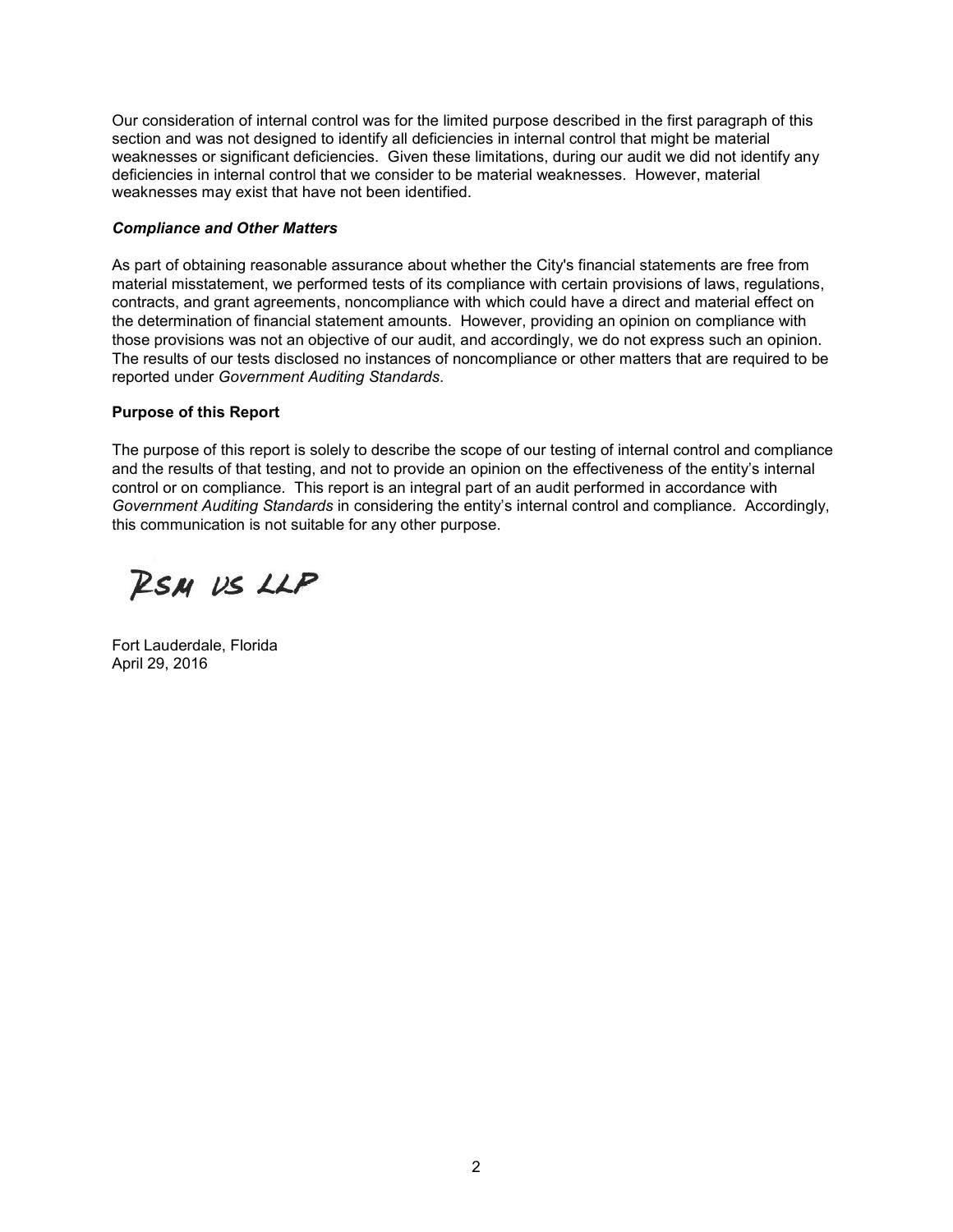Our consideration of internal control was for the limited purpose described in the first paragraph of this section and was not designed to identify all deficiencies in internal control that might be material weaknesses or significant deficiencies. Given these limitations, during our audit we did not identify any deficiencies in internal control that we consider to be material weaknesses. However, material weaknesses may exist that have not been identified.

***Compliance and Other Matters***

As part of obtaining reasonable assurance about whether the City's financial statements are free from material misstatement, we performed tests of its compliance with certain provisions of laws, regulations, contracts, and grant agreements, noncompliance with which could have a direct and material effect on the determination of financial statement amounts. However, providing an opinion on compliance with those provisions was not an objective of our audit, and accordingly, we do not express such an opinion. The results of our tests disclosed no instances of noncompliance or other matters that are required to be reported under *Government Auditing Standards*.

**Purpose of this Report**

The purpose of this report is solely to describe the scope of our testing of internal control and compliance and the results of that testing, and not to provide an opinion on the effectiveness of the entity's internal control or on compliance. This report is an integral part of an audit performed in accordance with *Government Auditing Standards* in considering the entity's internal control and compliance. Accordingly, this communication is not suitable for any other purpose.

RSM US LLP

Fort Lauderdale, Florida
April 29, 2016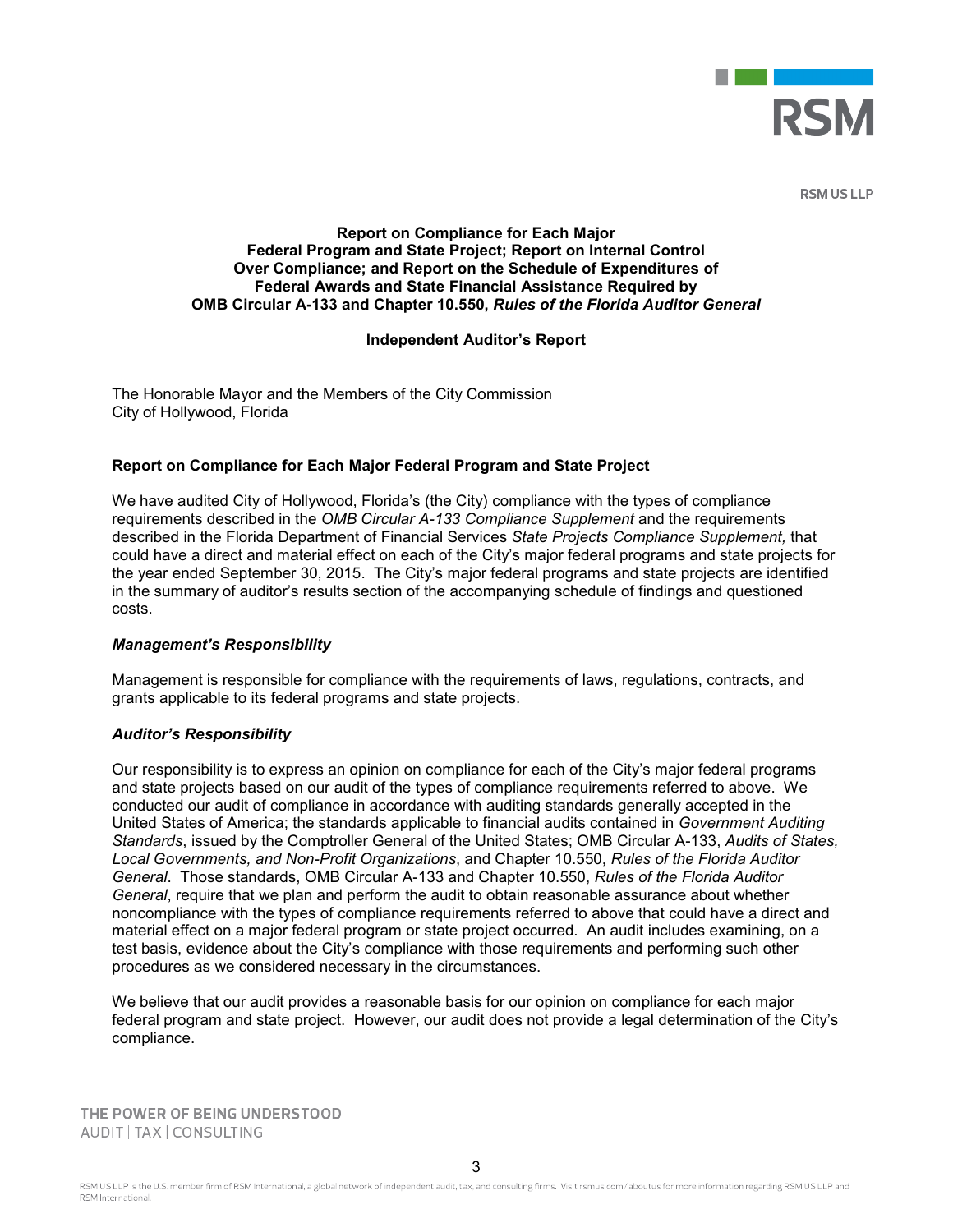RSM US LLP

**Report on Compliance for Each Major Federal Program and State Project; Report on Internal Control Over Compliance; and Report on the Schedule of Expenditures of Federal Awards and State Financial Assistance Required by OMB Circular A-133 and Chapter 10.550, *Rules of the Florida Auditor General***

**Independent Auditor's Report**

The Honorable Mayor and the Members of the City Commission
City of Hollywood, Florida

**Report on Compliance for Each Major Federal Program and State Project**

We have audited City of Hollywood, Florida's (the City) compliance with the types of compliance requirements described in the *OMB Circular A-133 Compliance Supplement* and the requirements described in the Florida Department of Financial Services *State Projects Compliance Supplement,* that could have a direct and material effect on each of the City's major federal programs and state projects for the year ended September 30, 2015. The City's major federal programs and state projects are identified in the summary of auditor's results section of the accompanying schedule of findings and questioned costs.

***Management's Responsibility***

Management is responsible for compliance with the requirements of laws, regulations, contracts, and grants applicable to its federal programs and state projects.

***Auditor's Responsibility***

Our responsibility is to express an opinion on compliance for each of the City's major federal programs and state projects based on our audit of the types of compliance requirements referred to above. We conducted our audit of compliance in accordance with auditing standards generally accepted in the United States of America; the standards applicable to financial audits contained in *Government Auditing Standards*, issued by the Comptroller General of the United States; OMB Circular A-133, *Audits of States, Local Governments, and Non-Profit Organizations*, and Chapter 10.550, *Rules of the Florida Auditor General*. Those standards, OMB Circular A-133 and Chapter 10.550, *Rules of the Florida Auditor General*, require that we plan and perform the audit to obtain reasonable assurance about whether noncompliance with the types of compliance requirements referred to above that could have a direct and material effect on a major federal program or state project occurred. An audit includes examining, on a test basis, evidence about the City's compliance with those requirements and performing such other procedures as we considered necessary in the circumstances.

We believe that our audit provides a reasonable basis for our opinion on compliance for each major federal program and state project. However, our audit does not provide a legal determination of the City's compliance.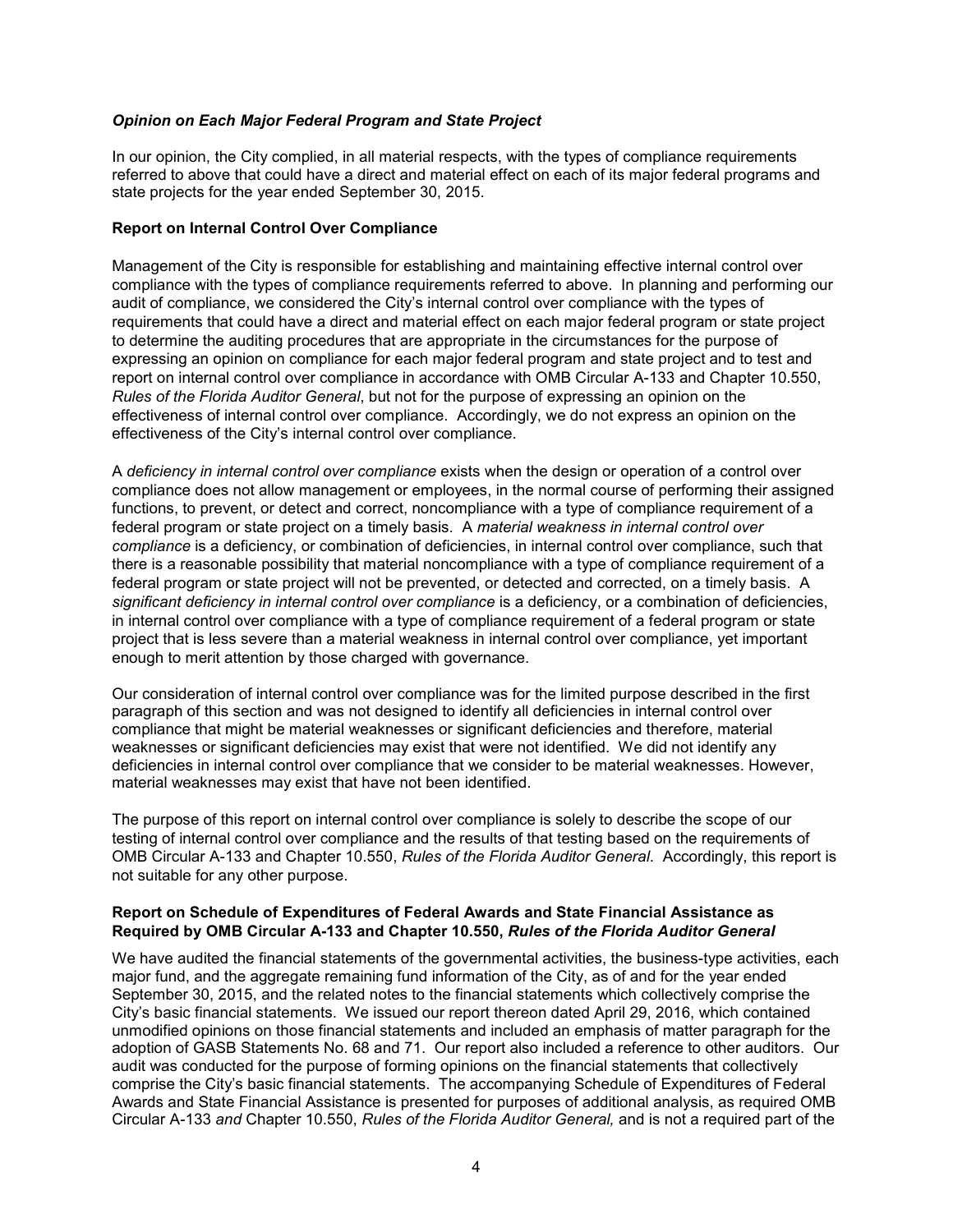### *Opinion on Each Major Federal Program and State Project*

In our opinion, the City complied, in all material respects, with the types of compliance requirements referred to above that could have a direct and material effect on each of its major federal programs and state projects for the year ended September 30, 2015.

### Report on Internal Control Over Compliance

Management of the City is responsible for establishing and maintaining effective internal control over compliance with the types of compliance requirements referred to above. In planning and performing our audit of compliance, we considered the City's internal control over compliance with the types of requirements that could have a direct and material effect on each major federal program or state project to determine the auditing procedures that are appropriate in the circumstances for the purpose of expressing an opinion on compliance for each major federal program and state project and to test and report on internal control over compliance in accordance with OMB Circular A-133 and Chapter 10.550, *Rules of the Florida Auditor General*, but not for the purpose of expressing an opinion on the effectiveness of internal control over compliance. Accordingly, we do not express an opinion on the effectiveness of the City's internal control over compliance.

A *deficiency in internal control over compliance* exists when the design or operation of a control over compliance does not allow management or employees, in the normal course of performing their assigned functions, to prevent, or detect and correct, noncompliance with a type of compliance requirement of a federal program or state project on a timely basis. A *material weakness in internal control over compliance* is a deficiency, or combination of deficiencies, in internal control over compliance, such that there is a reasonable possibility that material noncompliance with a type of compliance requirement of a federal program or state project will not be prevented, or detected and corrected, on a timely basis. A *significant deficiency in internal control over compliance* is a deficiency, or a combination of deficiencies, in internal control over compliance with a type of compliance requirement of a federal program or state project that is less severe than a material weakness in internal control over compliance, yet important enough to merit attention by those charged with governance.

Our consideration of internal control over compliance was for the limited purpose described in the first paragraph of this section and was not designed to identify all deficiencies in internal control over compliance that might be material weaknesses or significant deficiencies and therefore, material weaknesses or significant deficiencies may exist that were not identified. We did not identify any deficiencies in internal control over compliance that we consider to be material weaknesses. However, material weaknesses may exist that have not been identified.

The purpose of this report on internal control over compliance is solely to describe the scope of our testing of internal control over compliance and the results of that testing based on the requirements of OMB Circular A-133 and Chapter 10.550, *Rules of the Florida Auditor General*. Accordingly, this report is not suitable for any other purpose.

### Report on Schedule of Expenditures of Federal Awards and State Financial Assistance as Required by OMB Circular A-133 and Chapter 10.550, *Rules of the Florida Auditor General*

We have audited the financial statements of the governmental activities, the business-type activities, each major fund, and the aggregate remaining fund information of the City, as of and for the year ended September 30, 2015, and the related notes to the financial statements which collectively comprise the City's basic financial statements. We issued our report thereon dated April 29, 2016, which contained unmodified opinions on those financial statements and included an emphasis of matter paragraph for the adoption of GASB Statements No. 68 and 71. Our report also included a reference to other auditors. Our audit was conducted for the purpose of forming opinions on the financial statements that collectively comprise the City's basic financial statements. The accompanying Schedule of Expenditures of Federal Awards and State Financial Assistance is presented for purposes of additional analysis, as required OMB Circular A-133 *and* Chapter 10.550, *Rules of the Florida Auditor General,* and is not a required part of the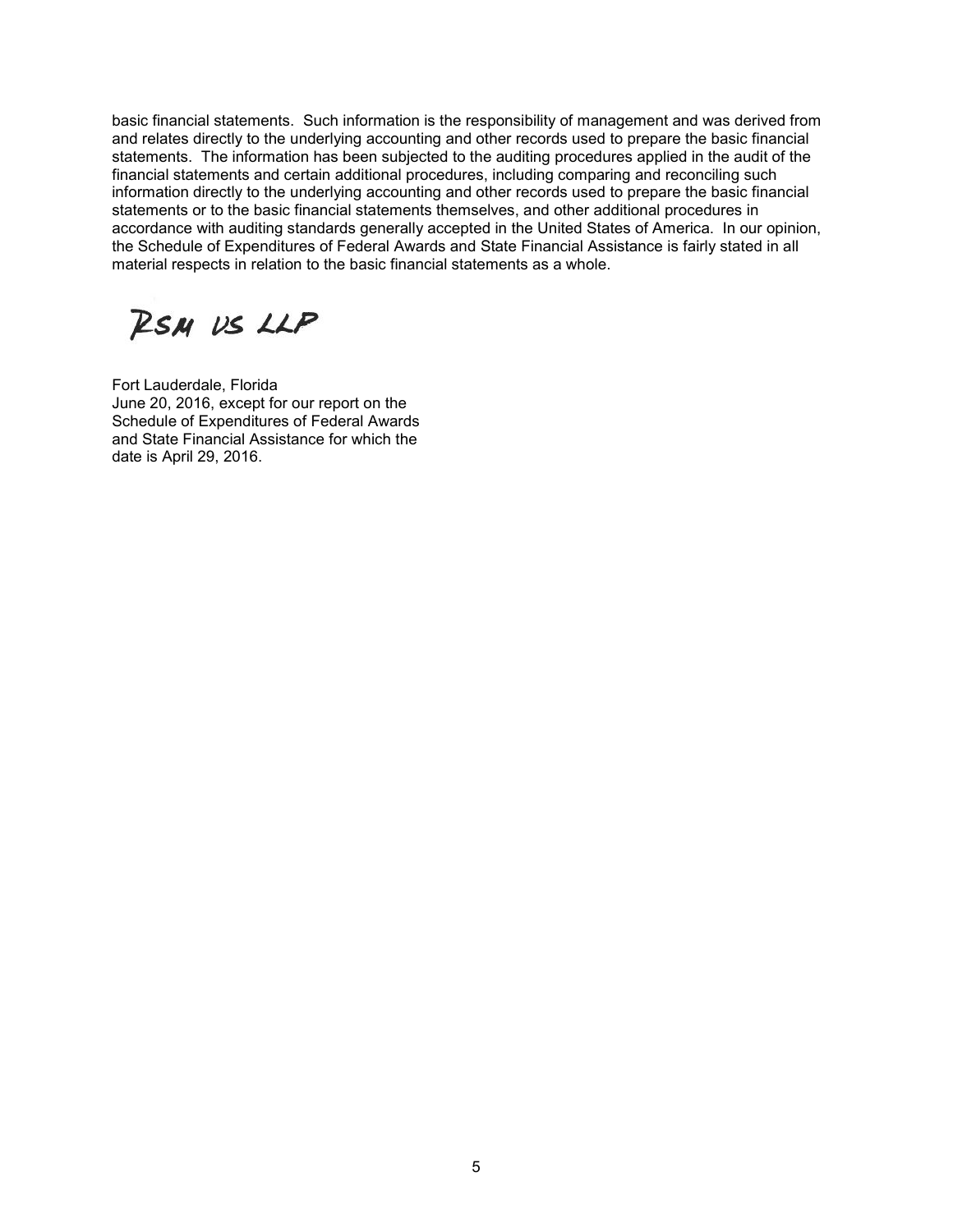basic financial statements. Such information is the responsibility of management and was derived from and relates directly to the underlying accounting and other records used to prepare the basic financial statements. The information has been subjected to the auditing procedures applied in the audit of the financial statements and certain additional procedures, including comparing and reconciling such information directly to the underlying accounting and other records used to prepare the basic financial statements or to the basic financial statements themselves, and other additional procedures in accordance with auditing standards generally accepted in the United States of America. In our opinion, the Schedule of Expenditures of Federal Awards and State Financial Assistance is fairly stated in all material respects in relation to the basic financial statements as a whole.

RSM US LLP

Fort Lauderdale, Florida
June 20, 2016, except for our report on the Schedule of Expenditures of Federal Awards and State Financial Assistance for which the date is April 29, 2016.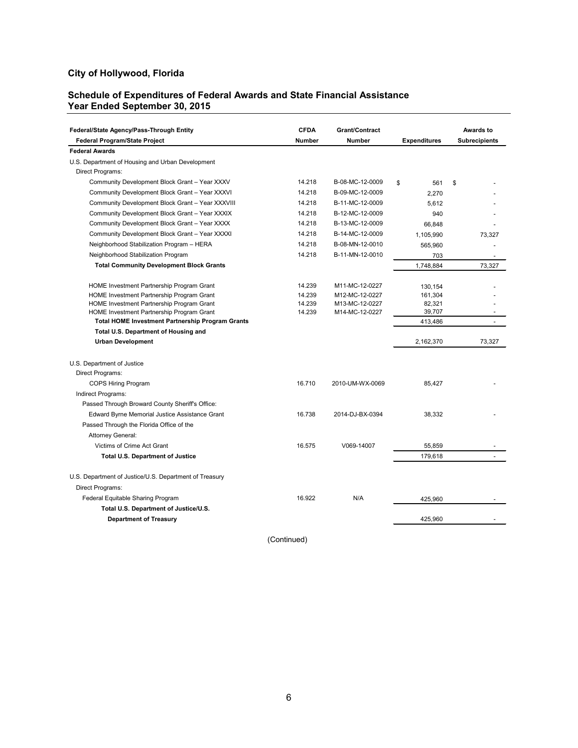## City of Hollywood, Florida

### Schedule of Expenditures of Federal Awards and State Financial Assistance
### Year Ended September 30, 2015

| Federal/State Agency/Pass-Through Entity<br>Federal Program/State Project | CFDA Number | Grant/Contract Number | Expenditures | Awards to Subrecipients |
|---|---|---|---|---|
| **Federal Awards** | | | | |
| U.S. Department of Housing and Urban Development | | | | |
| Direct Programs: | | | | |
| Community Development Block Grant – Year XXXV | 14.218 | B-08-MC-12-0009 | $ 561 | $ - |
| Community Development Block Grant – Year XXXVI | 14.218 | B-09-MC-12-0009 | 2,270 | - |
| Community Development Block Grant – Year XXXVIII | 14.218 | B-11-MC-12-0009 | 5,612 | - |
| Community Development Block Grant – Year XXXIX | 14.218 | B-12-MC-12-0009 | 940 | - |
| Community Development Block Grant – Year XXXX | 14.218 | B-13-MC-12-0009 | 66,848 | - |
| Community Development Block Grant – Year XXXXI | 14.218 | B-14-MC-12-0009 | 1,105,990 | 73,327 |
| Neighborhood Stabilization Program – HERA | 14.218 | B-08-MN-12-0010 | 565,960 | - |
| Neighborhood Stabilization Program | 14.218 | B-11-MN-12-0010 | 703 | - |
| **Total Community Development Block Grants** | | | 1,748,884 | 73,327 |
| HOME Investment Partnership Program Grant | 14.239 | M11-MC-12-0227 | 130,154 | - |
| HOME Investment Partnership Program Grant | 14.239 | M12-MC-12-0227 | 161,304 | - |
| HOME Investment Partnership Program Grant | 14.239 | M13-MC-12-0227 | 82,321 | - |
| HOME Investment Partnership Program Grant | 14.239 | M14-MC-12-0227 | 39,707 | - |
| **Total HOME Investment Partnership Program Grants** | | | 413,486 | - |
| **Total U.S. Department of Housing and Urban Development** | | | 2,162,370 | 73,327 |
| U.S. Department of Justice | | | | |
| Direct Programs: | | | | |
| COPS Hiring Program | 16.710 | 2010-UM-WX-0069 | 85,427 | - |
| Indirect Programs: | | | | |
| Passed Through Broward County Sheriff's Office: | | | | |
| Edward Byrne Memorial Justice Assistance Grant | 16.738 | 2014-DJ-BX-0394 | 38,332 | - |
| Passed Through the Florida Office of the Attorney General: | | | | |
| Victims of Crime Act Grant | 16.575 | V069-14007 | 55,859 | - |
| **Total U.S. Department of Justice** | | | 179,618 | - |
| U.S. Department of Justice/U.S. Department of Treasury | | | | |
| Direct Programs: | | | | |
| Federal Equitable Sharing Program | 16.922 | N/A | 425,960 | - |
| **Total U.S. Department of Justice/U.S. Department of Treasury** | | | 425,960 | - |

(Continued)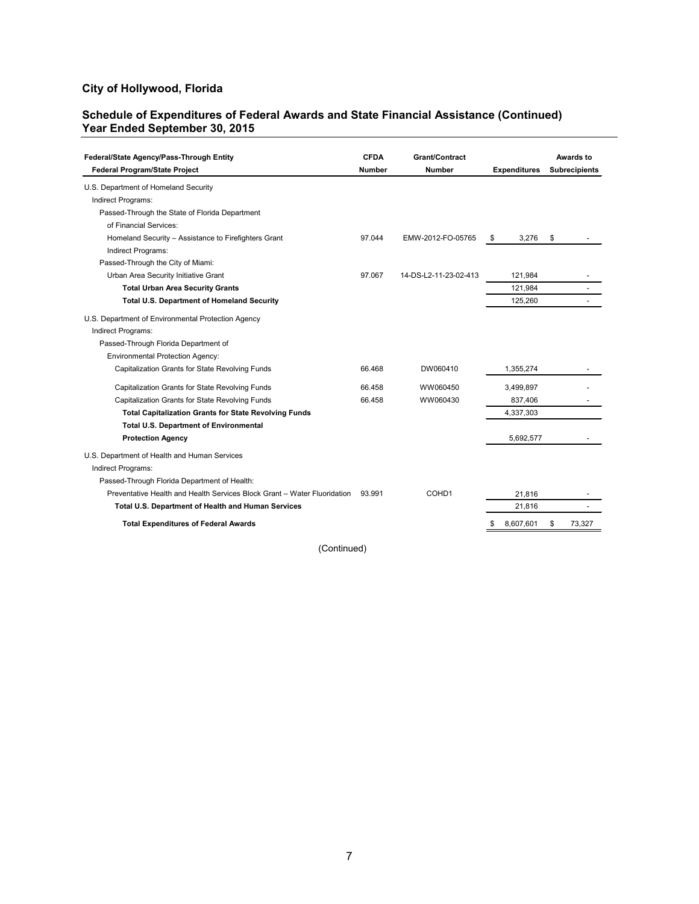# City of Hollywood, Florida

## Schedule of Expenditures of Federal Awards and State Financial Assistance (Continued)
## Year Ended September 30, 2015

| Federal/State Agency/Pass-Through Entity<br>Federal Program/State Project | CFDA Number | Grant/Contract Number | Expenditures | Awards to Subrecipients |
|---|---|---|---|---|
| U.S. Department of Homeland Security | | | | |
| Indirect Programs: | | | | |
| Passed-Through the State of Florida Department of Financial Services: | | | | |
| Homeland Security – Assistance to Firefighters Grant | 97.044 | EMW-2012-FO-05765 | $ 3,276 | $ - |
| Indirect Programs: | | | | |
| Passed-Through the City of Miami: | | | | |
| Urban Area Security Initiative Grant | 97.067 | 14-DS-L2-11-23-02-413 | 121,984 | - |
| **Total Urban Area Security Grants** | | | 121,984 | - |
| **Total U.S. Department of Homeland Security** | | | 125,260 | - |
| U.S. Department of Environmental Protection Agency | | | | |
| Indirect Programs: | | | | |
| Passed-Through Florida Department of Environmental Protection Agency: | | | | |
| Capitalization Grants for State Revolving Funds | 66.468 | DW060410 | 1,355,274 | - |
| Capitalization Grants for State Revolving Funds | 66.458 | WW060450 | 3,499,897 | - |
| Capitalization Grants for State Revolving Funds | 66.458 | WW060430 | 837,406 | - |
| **Total Capitalization Grants for State Revolving Funds** | | | 4,337,303 | |
| **Total U.S. Department of Environmental Protection Agency** | | | 5,692,577 | - |
| U.S. Department of Health and Human Services | | | | |
| Indirect Programs: | | | | |
| Passed-Through Florida Department of Health: | | | | |
| Preventative Health and Health Services Block Grant – Water Fluoridation | 93.991 | COHD1 | 21,816 | - |
| **Total U.S. Department of Health and Human Services** | | | 21,816 | - |
| **Total Expenditures of Federal Awards** | | | $ 8,607,601 | $ 73,327 |

(Continued)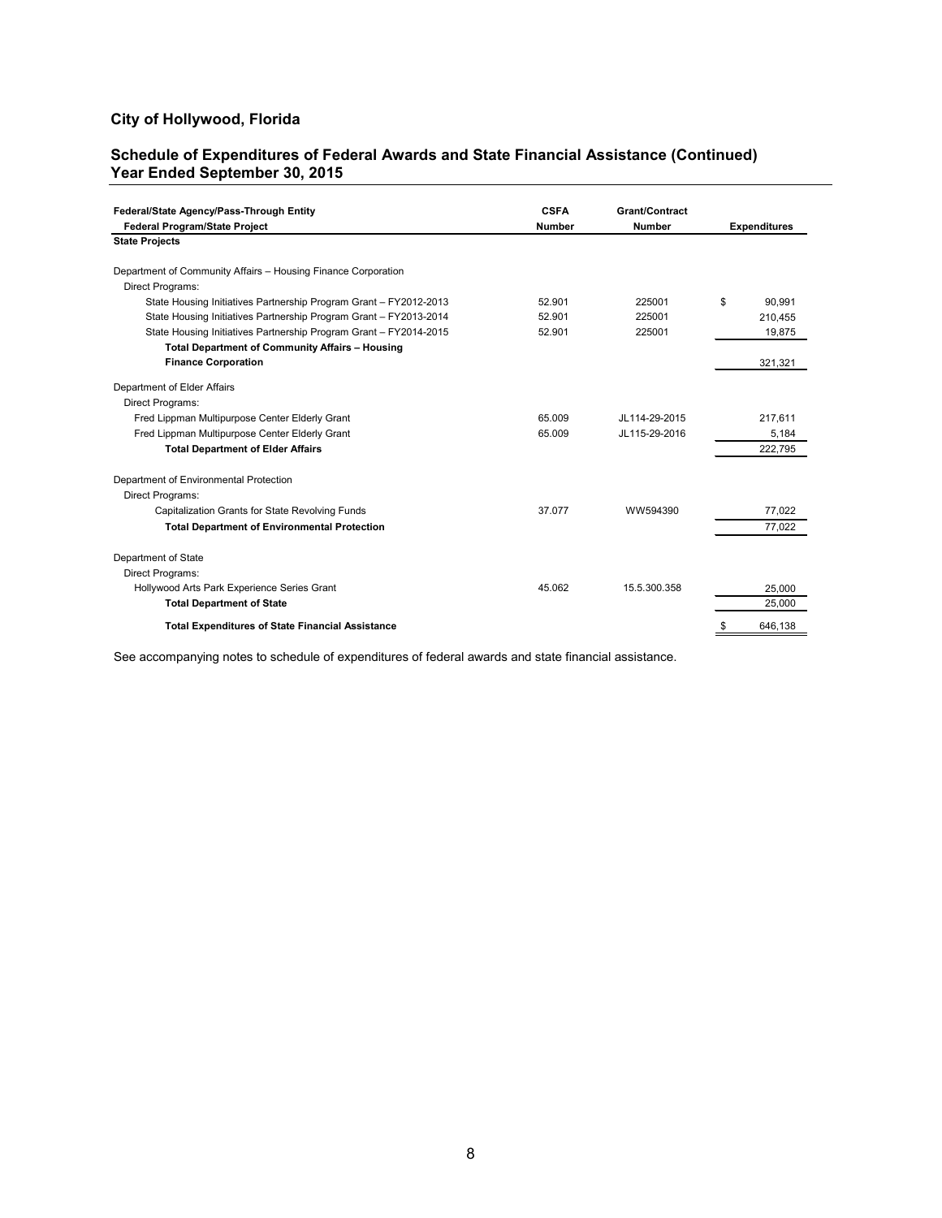## City of Hollywood, Florida

### Schedule of Expenditures of Federal Awards and State Financial Assistance (Continued)
### Year Ended September 30, 2015

| Federal/State Agency/Pass-Through Entity<br>Federal Program/State Project | CSFA<br>Number | Grant/Contract<br>Number | Expenditures |
|---|---|---|---|
| **State Projects** | | | |
| Department of Community Affairs – Housing Finance Corporation | | | |
| Direct Programs: | | | |
| State Housing Initiatives Partnership Program Grant – FY2012-2013 | 52.901 | 225001 | $ 90,991 |
| State Housing Initiatives Partnership Program Grant – FY2013-2014 | 52.901 | 225001 | 210,455 |
| State Housing Initiatives Partnership Program Grant – FY2014-2015 | 52.901 | 225001 | 19,875 |
| **Total Department of Community Affairs – Housing Finance Corporation** | | | 321,321 |
| Department of Elder Affairs | | | |
| Direct Programs: | | | |
| Fred Lippman Multipurpose Center Elderly Grant | 65.009 | JL114-29-2015 | 217,611 |
| Fred Lippman Multipurpose Center Elderly Grant | 65.009 | JL115-29-2016 | 5,184 |
| **Total Department of Elder Affairs** | | | 222,795 |
| Department of Environmental Protection | | | |
| Direct Programs: | | | |
| Capitalization Grants for State Revolving Funds | 37.077 | WW594390 | 77,022 |
| **Total Department of Environmental Protection** | | | 77,022 |
| Department of State | | | |
| Direct Programs: | | | |
| Hollywood Arts Park Experience Series Grant | 45.062 | 15.5.300.358 | 25,000 |
| **Total Department of State** | | | 25,000 |
| **Total Expenditures of State Financial Assistance** | | | $ 646,138 |

See accompanying notes to schedule of expenditures of federal awards and state financial assistance.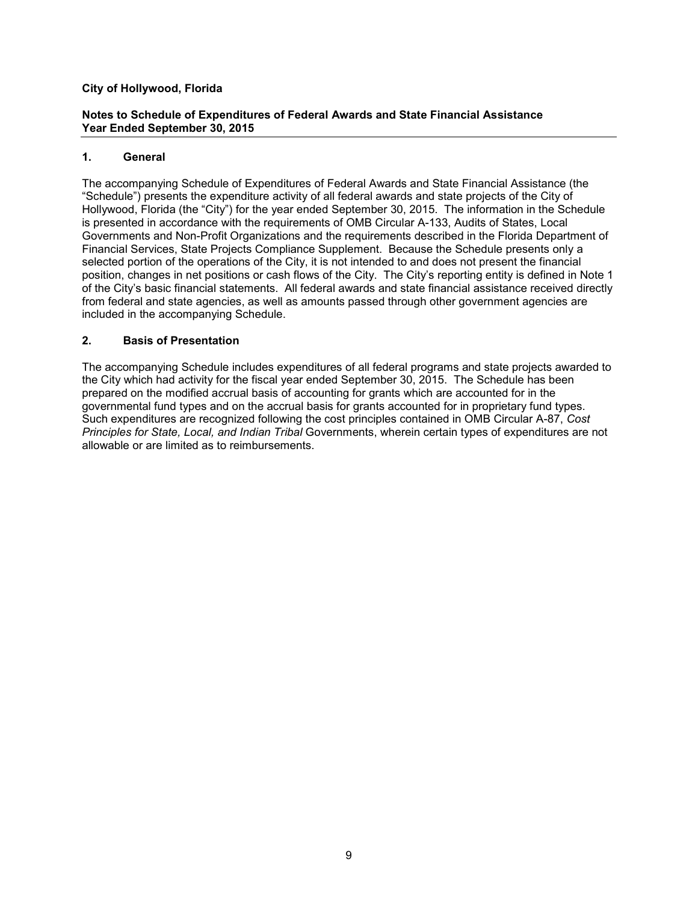**City of Hollywood, Florida**

**Notes to Schedule of Expenditures of Federal Awards and State Financial Assistance**
**Year Ended September 30, 2015**

## 1. General

The accompanying Schedule of Expenditures of Federal Awards and State Financial Assistance (the "Schedule") presents the expenditure activity of all federal awards and state projects of the City of Hollywood, Florida (the "City") for the year ended September 30, 2015. The information in the Schedule is presented in accordance with the requirements of OMB Circular A-133, Audits of States, Local Governments and Non-Profit Organizations and the requirements described in the Florida Department of Financial Services, State Projects Compliance Supplement. Because the Schedule presents only a selected portion of the operations of the City, it is not intended to and does not present the financial position, changes in net positions or cash flows of the City. The City's reporting entity is defined in Note 1 of the City's basic financial statements. All federal awards and state financial assistance received directly from federal and state agencies, as well as amounts passed through other government agencies are included in the accompanying Schedule.

## 2. Basis of Presentation

The accompanying Schedule includes expenditures of all federal programs and state projects awarded to the City which had activity for the fiscal year ended September 30, 2015. The Schedule has been prepared on the modified accrual basis of accounting for grants which are accounted for in the governmental fund types and on the accrual basis for grants accounted for in proprietary fund types. Such expenditures are recognized following the cost principles contained in OMB Circular A-87, *Cost Principles for State, Local, and Indian Tribal* Governments, wherein certain types of expenditures are not allowable or are limited as to reimbursements.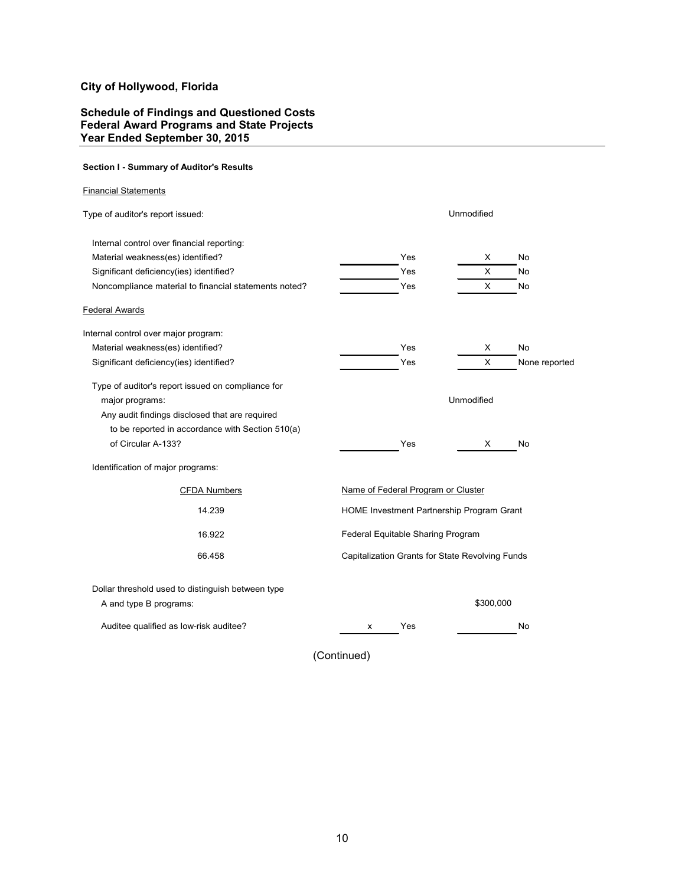# City of Hollywood, Florida

## Schedule of Findings and Questioned Costs
## Federal Award Programs and State Projects
## Year Ended September 30, 2015

### Section I - Summary of Auditor's Results

Financial Statements

Type of auditor's report issued: Unmodified

| | | | | |
|---|---|---|---|---|
| Internal control over financial reporting: | | | | |
| Material weakness(es) identified? | | Yes | X | No |
| Significant deficiency(ies) identified? | | Yes | X | No |
| Noncompliance material to financial statements noted? | | Yes | X | No |

Federal Awards

| | | | | |
|---|---|---|---|---|
| Internal control over major program: | | | | |
| Material weakness(es) identified? | | Yes | X | No |
| Significant deficiency(ies) identified? | | Yes | X | None reported |

Type of auditor's report issued on compliance for major programs: Unmodified

| | | | | |
|---|---|---|---|---|
| Any audit findings disclosed that are required to be reported in accordance with Section 510(a) of Circular A-133? | | Yes | X | No |

Identification of major programs:

| CFDA Numbers | Name of Federal Program or Cluster |
|---|---|
| 14.239 | HOME Investment Partnership Program Grant |
| 16.922 | Federal Equitable Sharing Program |
| 66.458 | Capitalization Grants for State Revolving Funds |

Dollar threshold used to distinguish between type A and type B programs: $300,000

| | | | | |
|---|---|---|---|---|
| Auditee qualified as low-risk auditee? | x | Yes | | No |

(Continued)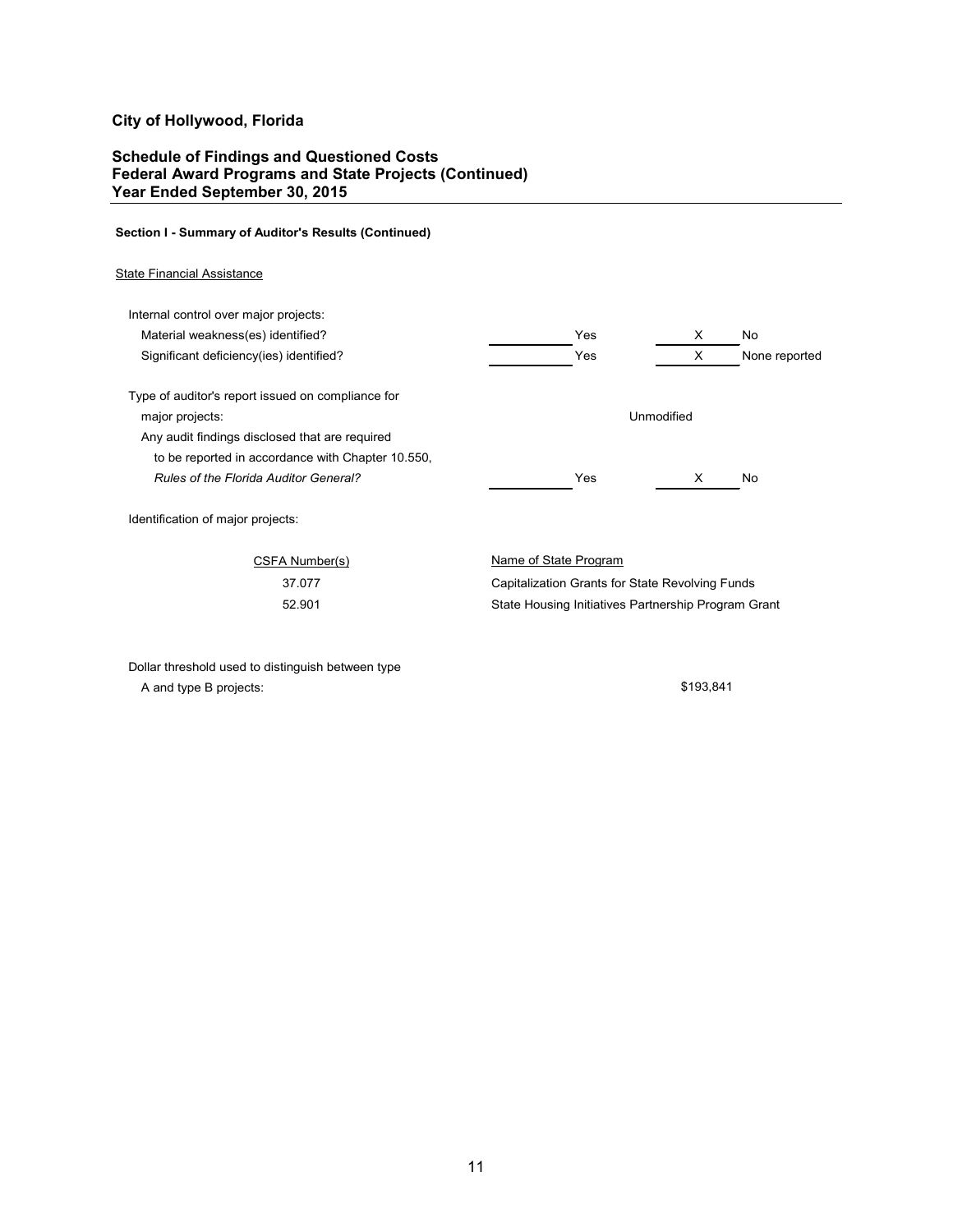# City of Hollywood, Florida

## Schedule of Findings and Questioned Costs
## Federal Award Programs and State Projects (Continued)
## Year Ended September 30, 2015

### Section I - Summary of Auditor's Results (Continued)

State Financial Assistance

Internal control over major projects:

| | | |
|---|---|---|
| Material weakness(es) identified? | ______ Yes | X No |
| Significant deficiency(ies) identified? | ______ Yes | X None reported |

Type of auditor's report issued on compliance for major projects: Unmodified

| | | |
|---|---|---|
| Any audit findings disclosed that are required to be reported in accordance with Chapter 10.550, *Rules of the Florida Auditor General?* | ______ Yes | X No |

Identification of major projects:

| CSFA Number(s) | Name of State Program |
|---|---|
| 37.077 | Capitalization Grants for State Revolving Funds |
| 52.901 | State Housing Initiatives Partnership Program Grant |

Dollar threshold used to distinguish between type A and type B projects: $193,841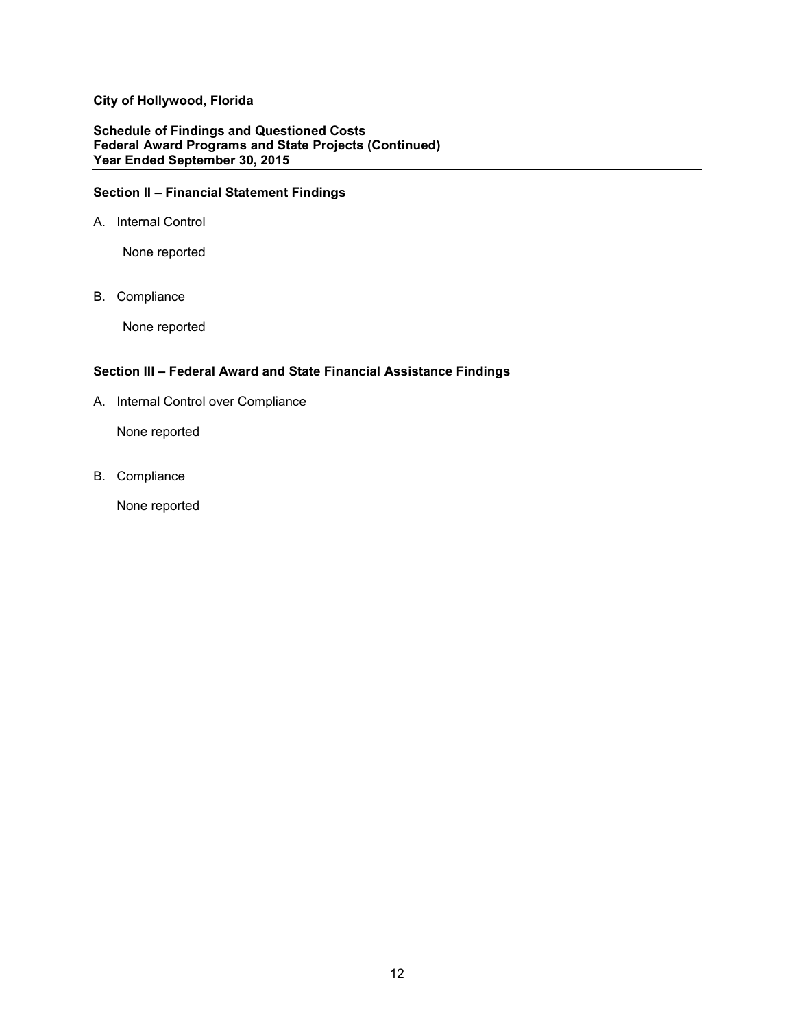**City of Hollywood, Florida**

**Schedule of Findings and Questioned Costs**
**Federal Award Programs and State Projects (Continued)**
**Year Ended September 30, 2015**

## Section II – Financial Statement Findings

A. Internal Control

None reported

B. Compliance

None reported

## Section III – Federal Award and State Financial Assistance Findings

A. Internal Control over Compliance

None reported

B. Compliance

None reported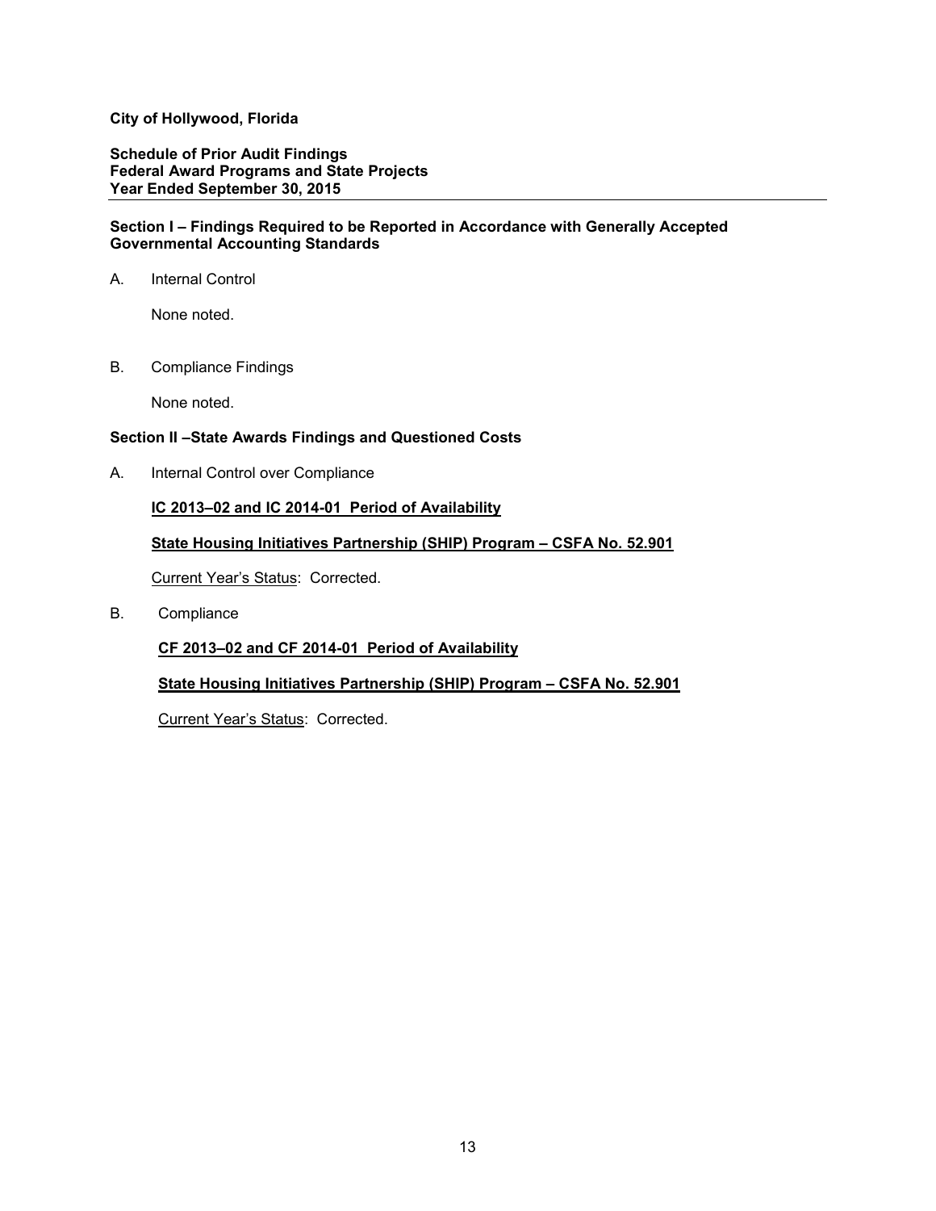**City of Hollywood, Florida**

**Schedule of Prior Audit Findings**
**Federal Award Programs and State Projects**
**Year Ended September 30, 2015**

**Section I – Findings Required to be Reported in Accordance with Generally Accepted Governmental Accounting Standards**

A. Internal Control

None noted.

B. Compliance Findings

None noted.

**Section II –State Awards Findings and Questioned Costs**

A. Internal Control over Compliance

**IC 2013–02 and IC 2014-01 Period of Availability**

**State Housing Initiatives Partnership (SHIP) Program – CSFA No. 52.901**

Current Year's Status: Corrected.

B. Compliance

**CF 2013–02 and CF 2014-01 Period of Availability**

**State Housing Initiatives Partnership (SHIP) Program – CSFA No. 52.901**

Current Year's Status: Corrected.